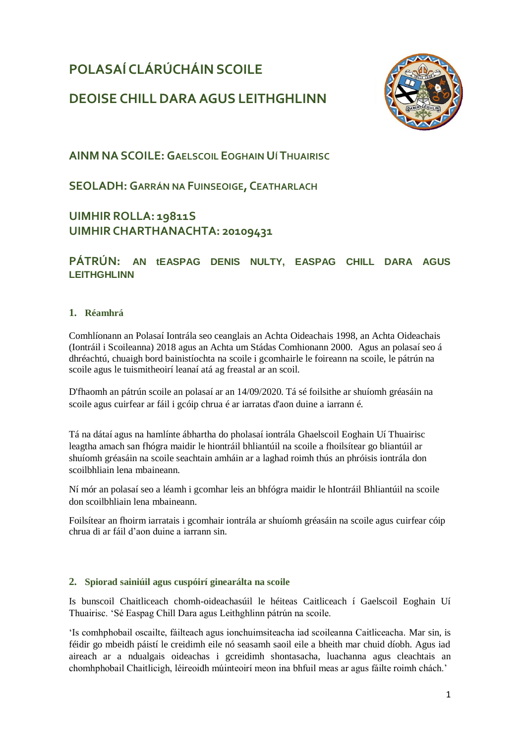# POLASAÍ CLÁRÚCHÁIN SCOILE

# DEOISE CHILL DARA AGUS LEITHGHLINN

## AINM NA SCOILE: GAELSCOIL EOGHAIN UÍ THUAIRISC

## SEOLADH: GARRÁN NA FUINSEOIGE, CEATHARLACH

## UIMHIR ROLLA: 19811S
## UIMHIR CHARTHANACHTA: 20109431

## PÁTRÚN: AN tEASPAG DENIS NULTY, EASPAG CHILL DARA AGUS LEITHGHLINN

### 1. Réamhrá

Comhlíonann an Polasaí Iontrála seo ceanglais an Achta Oideachais 1998, an Achta Oideachais (Iontráil i Scoileanna) 2018 agus an Achta um Stádas Comhionann 2000. Agus an polasaí seo á dhréachtú, chuaigh bord bainistíochta na scoile i gcomhairle le foireann na scoile, le pátrún na scoile agus le tuismitheoirí leanaí atá ag freastal ar an scoil.

D'fhaomh an pátrún scoile an polasaí ar an 14/09/2020. Tá sé foilsithe ar shuíomh gréasáin na scoile agus cuirfear ar fáil i gcóip chrua é ar iarratas d'aon duine a iarrann é.

Tá na dátaí agus na hamlínte ábhartha do pholasaí iontrála Ghaelscoil Eoghain Uí Thuairisc leagtha amach san fhógra maidir le hiontráil bhliantúil na scoile a fhoilsítear go bliantúil ar shuíomh gréasáin na scoile seachtain amháin ar a laghad roimh thús an phróisis iontrála don scoilbhliain lena mbaineann.

Ní mór an polasaí seo a léamh i gcomhar leis an bhfógra maidir le hIontráil Bhliantúil na scoile don scoilbhliain lena mbaineann.

Foilsítear an fhoirm iarratais i gcomhair iontrála ar shuíomh gréasáin na scoile agus cuirfear cóip chrua di ar fáil d'aon duine a iarrann sin.

### 2. Spiorad sainiúil agus cuspóirí ginearálta na scoile

Is bunscoil Chaitliceach chomh-oideachasúil le héiteas Caitliceach í Gaelscoil Eoghain Uí Thuairisc. 'Sé Easpag Chill Dara agus Leithghlinn pátrún na scoile.

'Is comhphobail oscailte, fáilteach agus ionchuimsiteacha iad scoileanna Caitliceacha. Mar sin, is féidir go mbeidh páistí le creidimh eile nó seasamh saoil eile a bheith mar chuid díobh. Agus iad aireach ar a ndualgais oideachas i gcreidimh shontasacha, luachanna agus cleachtais an chomhphobail Chaitlicigh, léireoidh múinteoirí meon ina bhfuil meas ar agus fáilte roimh chách.'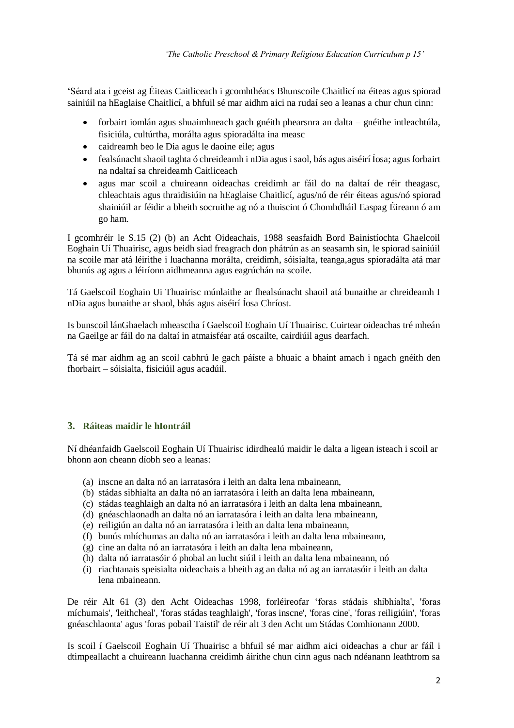*'The Catholic Preschool & Primary Religious Education Curriculum p 15'*

'Séard ata i gceist ag Éiteas Caitliceach i gcomhthéacs Bhunscoile Chaitlicí na éiteas agus spiorad sainiúil na hEaglaise Chaitlicí, a bhfuil sé mar aidhm aici na rudaí seo a leanas a chur chun cinn:

- forbairt iomlán agus shuaimhneach gach gnéith phearsnra an dalta – gnéithe intleachtúla, fisiciúla, cultúrtha, morálta agus spioradálta ina measc
- caidreamh beo le Dia agus le daoine eile; agus
- fealsúnacht shaoil taghta ó chreideamh i nDia agus i saol, bás agus aiséirí Íosa; agus forbairt na ndaltaí sa chreideamh Caitliceach
- agus mar scoil a chuireann oideachas creidimh ar fáil do na daltaí de réir theagasc, chleachtais agus thraidisiúin na hEaglaise Chaitlicí, agus/nó de réir éiteas agus/nó spiorad shainiúil ar féidir a bheith socruithe ag nó a thuiscint ó Chomhdháil Easpag Éireann ó am go ham.

I gcomhréir le S.15 (2) (b) an Acht Oideachais, 1988 seasfaidh Bord Bainistíochta Ghaelcoil Eoghain Uí Thuairisc, agus beidh siad freagrach don phátrún as an seasamh sin, le spiorad sainiúil na scoile mar atá léirithe i luachanna morálta, creidimh, sóisialta, teanga,agus spioradálta atá mar bhunús ag agus a léiríonn aidhmeanna agus eagrúchán na scoile.

Tá Gaelscoil Eoghain Ui Thuairisc múnlaithe ar fhealsúnacht shaoil atá bunaithe ar chreideamh I nDia agus bunaithe ar shaol, bhás agus aiséirí Íosa Chríost.

Is bunscoil lánGhaelach mheasctha í Gaelscoil Eoghain Uí Thuairisc. Cuirtear oideachas tré mheán na Gaeilge ar fáil do na daltaí in atmaisféar atá oscailte, cairdiúil agus dearfach.

Tá sé mar aidhm ag an scoil cabhrú le gach páiste a bhuaic a bhaint amach i ngach gnéith den fhorbairt – sóisialta, fisiciúil agus acadúil.

## 3. Ráiteas maidir le hIontráil

Ní dhéanfaidh Gaelscoil Eoghain Uí Thuairisc idirdhealú maidir le dalta a ligean isteach i scoil ar bhonn aon cheann díobh seo a leanas:

(a) inscne an dalta nó an iarratasóra i leith an dalta lena mbaineann,
(b) stádas sibhialta an dalta nó an iarratasóra i leith an dalta lena mbaineann,
(c) stádas teaghlaigh an dalta nó an iarratasóra i leith an dalta lena mbaineann,
(d) gnéaschlaonadh an dalta nó an iarratasóra i leith an dalta lena mbaineann,
(e) reiligiún an dalta nó an iarratasóra i leith an dalta lena mbaineann,
(f) bunús mhíchumas an dalta nó an iarratasóra i leith an dalta lena mbaineann,
(g) cine an dalta nó an iarratasóra i leith an dalta lena mbaineann,
(h) dalta nó iarratasóir ó phobal an lucht siúil i leith an dalta lena mbaineann, nó
(i) riachtanais speisialta oideachais a bheith ag an dalta nó ag an iarratasóir i leith an dalta lena mbaineann.

De réir Alt 61 (3) den Acht Oideachas 1998, forléireofar 'foras stádais shibhialta', 'foras míchumais', 'leithcheal', 'foras stádas teaghlaigh', 'foras inscne', 'foras cine', 'foras reiligiúin', 'foras gnéaschlaonta' agus 'foras pobail Taistil' de réir alt 3 den Acht um Stádas Comhionann 2000.

Is scoil í Gaelscoil Eoghain Uí Thuairisc a bhfuil sé mar aidhm aici oideachas a chur ar fáil i dtimpeallacht a chuireann luachanna creidimh áirithe chun cinn agus nach ndéanann leathtrom sa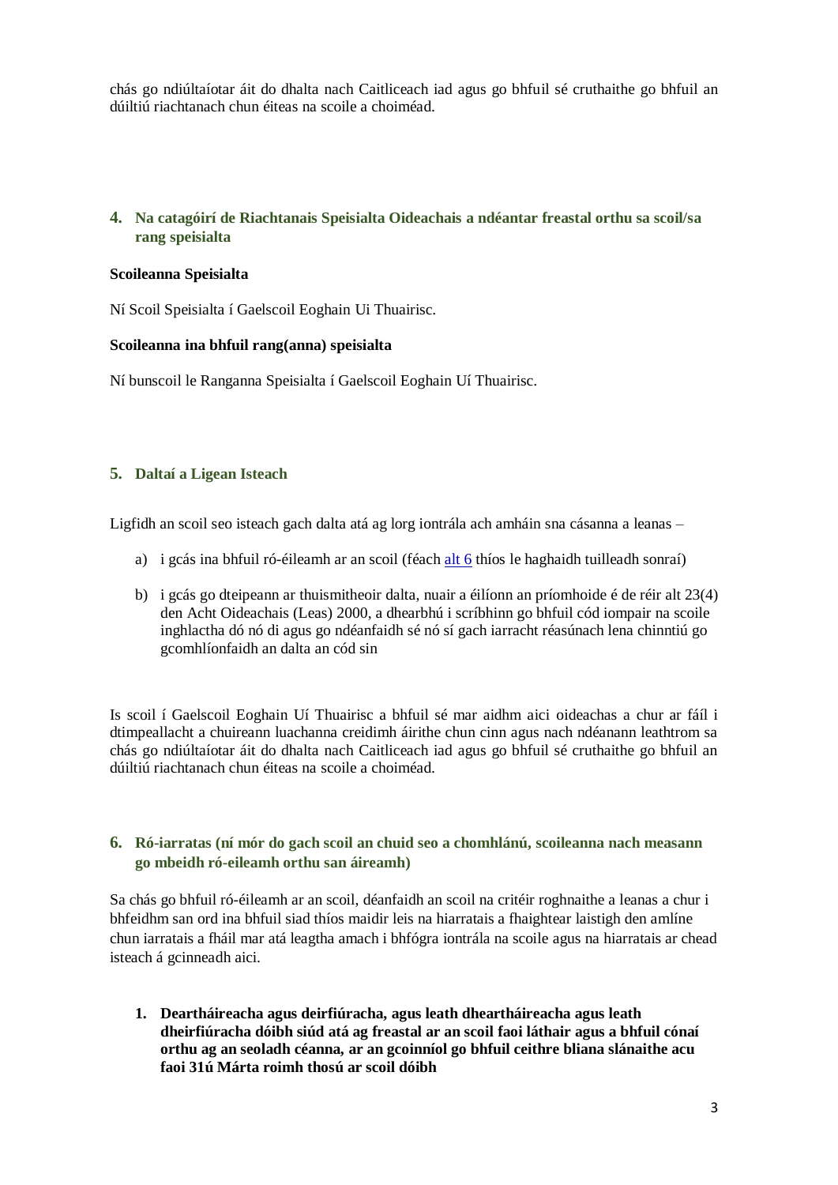chás go ndiúltaíotar áit do dhalta nach Caitliceach iad agus go bhfuil sé cruthaithe go bhfuil an dúiltiú riachtanach chun éiteas na scoile a choiméad.

## 4. Na catagóirí de Riachtanais Speisialta Oideachais a ndéantar freastal orthu sa scoil/sa rang speisialta

**Scoileanna Speisialta**

Ní Scoil Speisialta í Gaelscoil Eoghain Ui Thuairisc.

**Scoileanna ina bhfuil rang(anna) speisialta**

Ní bunscoil le Ranganna Speisialta í Gaelscoil Eoghain Uí Thuairisc.

## 5. Daltaí a Ligean Isteach

Ligfidh an scoil seo isteach gach dalta atá ag lorg iontrála ach amháin sna cásanna a leanas –

a) i gcás ina bhfuil ró-éileamh ar an scoil (féach alt 6 thíos le haghaidh tuilleadh sonraí)

b) i gcás go dteipeann ar thuismitheoir dalta, nuair a éilíonn an príomhoide é de réir alt 23(4) den Acht Oideachais (Leas) 2000, a dhearbhú i scríbhinn go bhfuil cód iompair na scoile inghlactha dó nó di agus go ndéanfaidh sé nó sí gach iarracht réasúnach lena chinntiú go gcomhlíonfaidh an dalta an cód sin

Is scoil í Gaelscoil Eoghain Uí Thuairisc a bhfuil sé mar aidhm aici oideachas a chur ar fáil i dtimpeallacht a chuireann luachanna creidimh áirithe chun cinn agus nach ndéanann leathtrom sa chás go ndiúltaíotar áit do dhalta nach Caitliceach iad agus go bhfuil sé cruthaithe go bhfuil an dúiltiú riachtanach chun éiteas na scoile a choiméad.

## 6. Ró-iarratas (ní mór do gach scoil an chuid seo a chomhlánú, scoileanna nach measann go mbeidh ró-eileamh orthu san áireamh)

Sa chás go bhfuil ró-éileamh ar an scoil, déanfaidh an scoil na critéir roghnaithe a leanas a chur i bhfeidhm san ord ina bhfuil siad thíos maidir leis na hiarratais a fhaightear laistigh den amlíne chun iarratais a fháil mar atá leagtha amach i bhfógra iontrála na scoile agus na hiarratais ar chead isteach á gcinneadh aici.

1. **Deartháireacha agus deirfiúracha, agus leath dheartháireacha agus leath dheirfiúracha dóibh siúd atá ag freastal ar an scoil faoi láthair agus a bhfuil cónaí orthu ag an seoladh céanna, ar an gcoinníol go bhfuil ceithre bliana slánaithe acu faoi 31ú Márta roimh thosú ar scoil dóibh**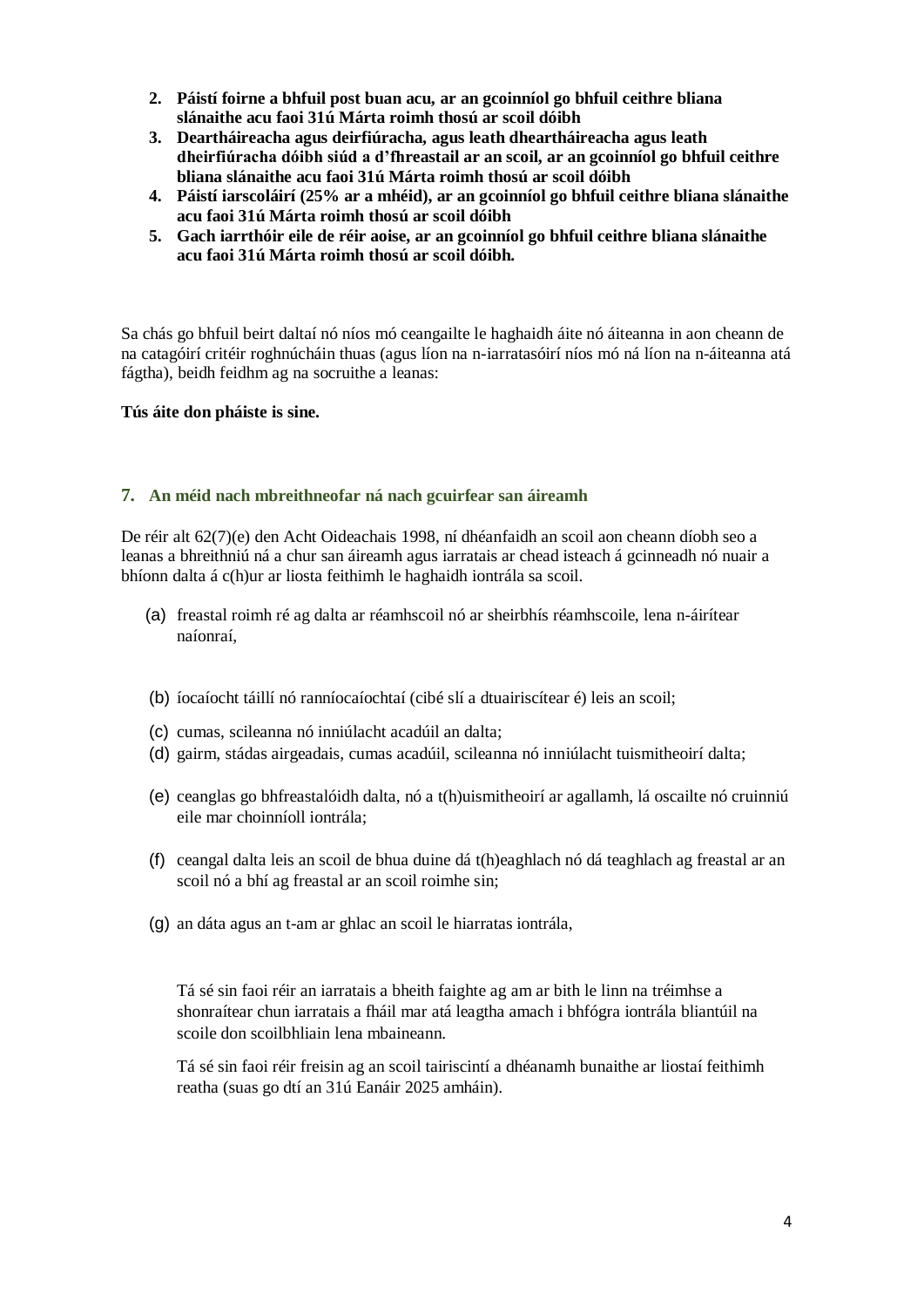2. **Páistí foirne a bhfuil post buan acu, ar an gcoinníol go bhfuil ceithre bliana slánaithe acu faoi 31ú Márta roimh thosú ar scoil dóibh**
3. **Deartháireacha agus deirfiúracha, agus leath dheartháireacha agus leath dheirfiúracha dóibh siúd a d'fhreastail ar an scoil, ar an gcoinníol go bhfuil ceithre bliana slánaithe acu faoi 31ú Márta roimh thosú ar scoil dóibh**
4. **Páistí iarscoláirí (25% ar a mhéid), ar an gcoinníol go bhfuil ceithre bliana slánaithe acu faoi 31ú Márta roimh thosú ar scoil dóibh**
5. **Gach iarrthóir eile de réir aoise, ar an gcoinníol go bhfuil ceithre bliana slánaithe acu faoi 31ú Márta roimh thosú ar scoil dóibh.**

Sa chás go bhfuil beirt daltaí nó níos mó ceangailte le haghaidh áite nó áiteanna in aon cheann de na catagóirí critéir roghnúcháin thuas (agus líon na n-iarratasóirí níos mó ná líon na n-áiteanna atá fágtha), beidh feidhm ag na socruithe a leanas:

**Tús áite don pháiste is sine.**

## 7. An méid nach mbreithneofar ná nach gcuirfear san áireamh

De réir alt 62(7)(e) den Acht Oideachais 1998, ní dhéanfaidh an scoil aon cheann díobh seo a leanas a bhreithniú ná a chur san áireamh agus iarratais ar chead isteach á gcinneadh nó nuair a bhíonn dalta á c(h)ur ar liosta feithimh le haghaidh iontrála sa scoil.

(a) freastal roimh ré ag dalta ar réamhscoil nó ar sheirbhís réamhscoile, lena n-áirítear naíonraí,

(b) íocaíocht táillí nó ranníocaíochtaí (cibé slí a dtuairiscítear é) leis an scoil;

(c) cumas, scileanna nó inniúlacht acadúil an dalta;

(d) gairm, stádas airgeadais, cumas acadúil, scileanna nó inniúlacht tuismitheoirí dalta;

(e) ceanglas go bhfreastalóidh dalta, nó a t(h)uismitheoirí ar agallamh, lá oscailte nó cruinniú eile mar choinníoll iontrála;

(f) ceangal dalta leis an scoil de bhua duine dá t(h)eaghlach nó dá teaghlach ag freastal ar an scoil nó a bhí ag freastal ar an scoil roimhe sin;

(g) an dáta agus an t-am ar ghlac an scoil le hiarratas iontrála,

Tá sé sin faoi réir an iarratais a bheith faighte ag am ar bith le linn na tréimhse a shonraítear chun iarratais a fháil mar atá leagtha amach i bhfógra iontrála bliantúil na scoile don scoilbhliain lena mbaineann.

Tá sé sin faoi réir freisin ag an scoil tairiscintí a dhéanamh bunaithe ar liostaí feithimh reatha (suas go dtí an 31ú Eanáir 2025 amháin).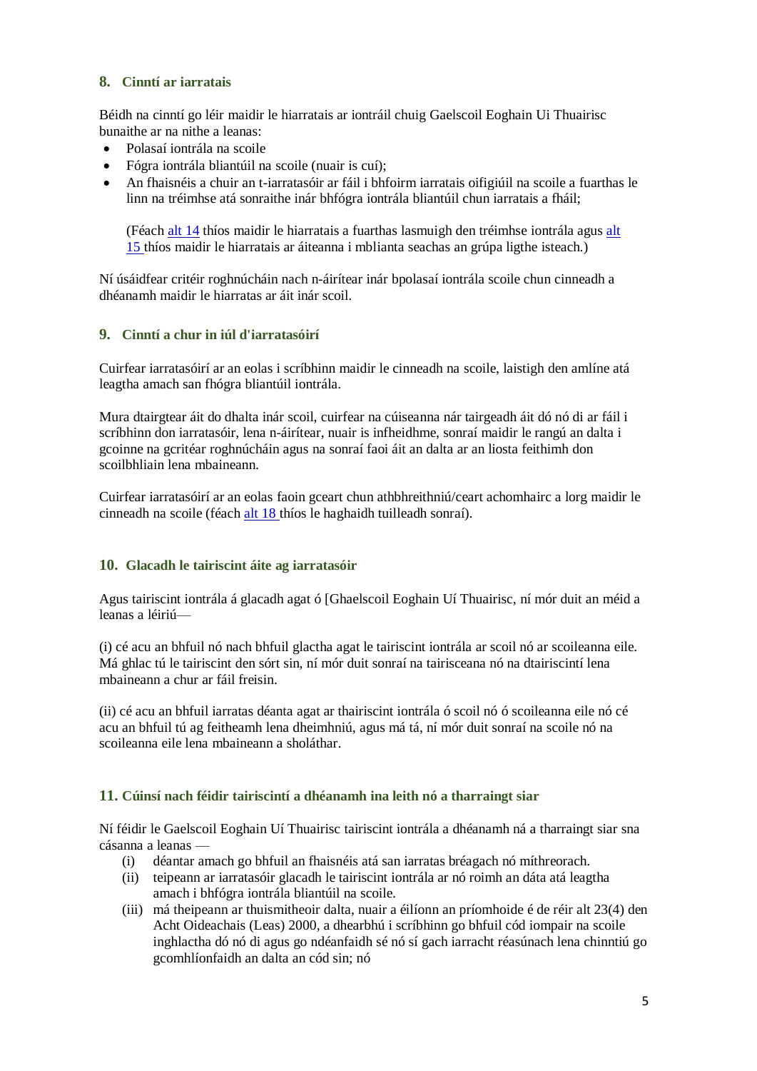## 8. Cinntí ar iarratais

Béidh na cinntí go léir maidir le hiarratais ar iontráil chuig Gaelscoil Eoghain Ui Thuairisc bunaithe ar na nithe a leanas:

- Polasaí iontrála na scoile
- Fógra iontrála bliantúil na scoile (nuair is cuí);
- An fhaisnéis a chuir an t-iarratasóir ar fáil i bhfoirm iarratais oifigiúil na scoile a fuarthas le linn na tréimhse atá sonraithe inár bhfógra iontrála bliantúil chun iarratais a fháil;

  (Féach alt 14 thíos maidir le hiarratais a fuarthas lasmuigh den tréimhse iontrála agus alt 15 thíos maidir le hiarratais ar áiteanna i mblianta seachas an grúpa ligthe isteach.)

Ní úsáidfear critéir roghnúcháin nach n-áirítear inár bpolasaí iontrála scoile chun cinneadh a dhéanamh maidir le hiarratas ar áit inár scoil.

## 9. Cinntí a chur in iúl d'iarratasóirí

Cuirfear iarratasóirí ar an eolas i scríbhinn maidir le cinneadh na scoile, laistigh den amlíne atá leagtha amach san fhógra bliantúil iontrála.

Mura dtairgtear áit do dhalta inár scoil, cuirfear na cúiseanna nár tairgeadh áit dó nó di ar fáil i scríbhinn don iarratasóir, lena n-áirítear, nuair is infheidhme, sonraí maidir le rangú an dalta i gcoinne na gcritéar roghnúcháin agus na sonraí faoi áit an dalta ar an liosta feithimh don scoilbhliain lena mbaineann.

Cuirfear iarratasóirí ar an eolas faoin gceart chun athbhreithniú/ceart achomhairc a lorg maidir le cinneadh na scoile (féach alt 18 thíos le haghaidh tuilleadh sonraí).

## 10. Glacadh le tairiscint áite ag iarratasóir

Agus tairiscint iontrála á glacadh agat ó [Ghaelscoil Eoghain Uí Thuairisc, ní mór duit an méid a leanas a léiriú—

(i) cé acu an bhfuil nó nach bhfuil glactha agat le tairiscint iontrála ar scoil nó ar scoileanna eile. Má ghlac tú le tairiscint den sórt sin, ní mór duit sonraí na tairisceana nó na dtairiscintí lena mbaineann a chur ar fáil freisin.

(ii) cé acu an bhfuil iarratas déanta agat ar thairiscint iontrála ó scoil nó ó scoileanna eile nó cé acu an bhfuil tú ag feitheamh lena dheimhniú, agus má tá, ní mór duit sonraí na scoile nó na scoileanna eile lena mbaineann a sholáthar.

## 11. Cúinsí nach féidir tairiscintí a dhéanamh ina leith nó a tharraingt siar

Ní féidir le Gaelscoil Eoghain Uí Thuairisc tairiscint iontrála a dhéanamh ná a tharraingt siar sna cásanna a leanas —

(i) déantar amach go bhfuil an fhaisnéis atá san iarratas bréagach nó míthreorach.

(ii) teipeann ar iarratasóir glacadh le tairiscint iontrála ar nó roimh an dáta atá leagtha amach i bhfógra iontrála bliantúil na scoile.

(iii) má theipeann ar thuismitheoir dalta, nuair a éilíonn an príomhoide é de réir alt 23(4) den Acht Oideachais (Leas) 2000, a dhearbhú i scríbhinn go bhfuil cód iompair na scoile inghlactha dó nó di agus go ndéanfaidh sé nó sí gach iarracht réasúnach lena chinntiú go gcomhlíonfaidh an dalta an cód sin; nó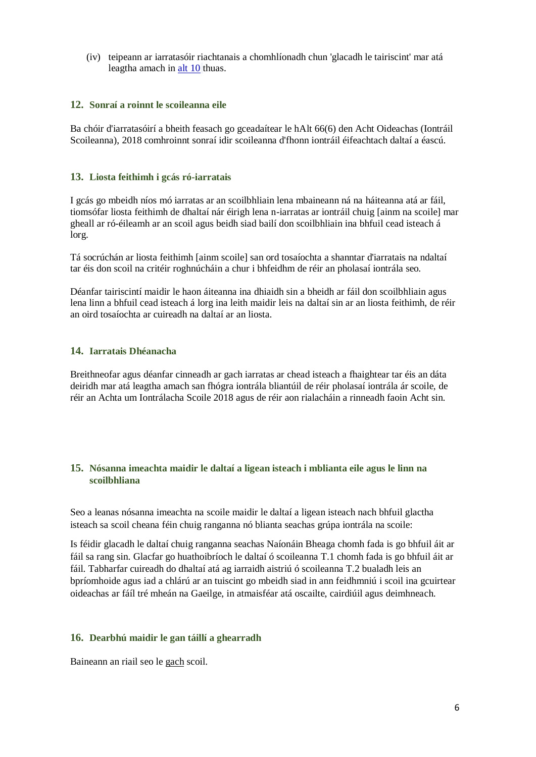(iv) teipeann ar iarratasóir riachtanais a chomhlíonadh chun 'glacadh le tairiscint' mar atá leagtha amach in alt 10 thuas.

### 12. Sonraí a roinnt le scoileanna eile

Ba chóir d'iarratasóirí a bheith feasach go gceadaítear le hAlt 66(6) den Acht Oideachas (Iontráil Scoileanna), 2018 comhroinnt sonraí idir scoileanna d'fhonn iontráil éifeachtach daltaí a éascú.

### 13. Liosta feithimh i gcás ró-iarratais

I gcás go mbeidh níos mó iarratas ar an scoilbhliain lena mbaineann ná na háiteanna atá ar fáil, tiomsófar liosta feithimh de dhaltaí nár éirigh lena n-iarratas ar iontráil chuig [ainm na scoile] mar gheall ar ró-éileamh ar an scoil agus beidh siad bailí don scoilbhliain ina bhfuil cead isteach á lorg.

Tá socrúchán ar liosta feithimh [ainm scoile] san ord tosaíochta a shanntar d'iarratais na ndaltaí tar éis don scoil na critéir roghnúcháin a chur i bhfeidhm de réir an pholasaí iontrála seo.

Déanfar tairiscintí maidir le haon áiteanna ina dhiaidh sin a bheidh ar fáil don scoilbhliain agus lena linn a bhfuil cead isteach á lorg ina leith maidir leis na daltaí sin ar an liosta feithimh, de réir an oird tosaíochta ar cuireadh na daltaí ar an liosta.

### 14. Iarratais Dhéanacha

Breithneofar agus déanfar cinneadh ar gach iarratas ar chead isteach a fhaightear tar éis an dáta deiridh mar atá leagtha amach san fhógra iontrála bliantúil de réir pholasaí iontrála ár scoile, de réir an Achta um Iontrálacha Scoile 2018 agus de réir aon rialacháin a rinneadh faoin Acht sin.

### 15. Nósanna imeachta maidir le daltaí a ligean isteach i mblianta eile agus le linn na scoilbhliana

Seo a leanas nósanna imeachta na scoile maidir le daltaí a ligean isteach nach bhfuil glactha isteach sa scoil cheana féin chuig ranganna nó blianta seachas grúpa iontrála na scoile:

Is féidir glacadh le daltaí chuig ranganna seachas Naíonáin Bheaga chomh fada is go bhfuil áit ar fáil sa rang sin. Glacfar go huathoibríoch le daltaí ó scoileanna T.1 chomh fada is go bhfuil áit ar fáil. Tabharfar cuireadh do dhaltaí atá ag iarraidh aistriú ó scoileanna T.2 bualadh leis an bpríomhoide agus iad a chlárú ar an tuiscint go mbeidh siad in ann feidhmniú i scoil ina gcuirtear oideachas ar fáil tré mheán na Gaeilge, in atmaisféar atá oscailte, cairdiúil agus deimhneach.

### 16. Dearbhú maidir le gan táillí a ghearradh

Baineann an riail seo le gach scoil.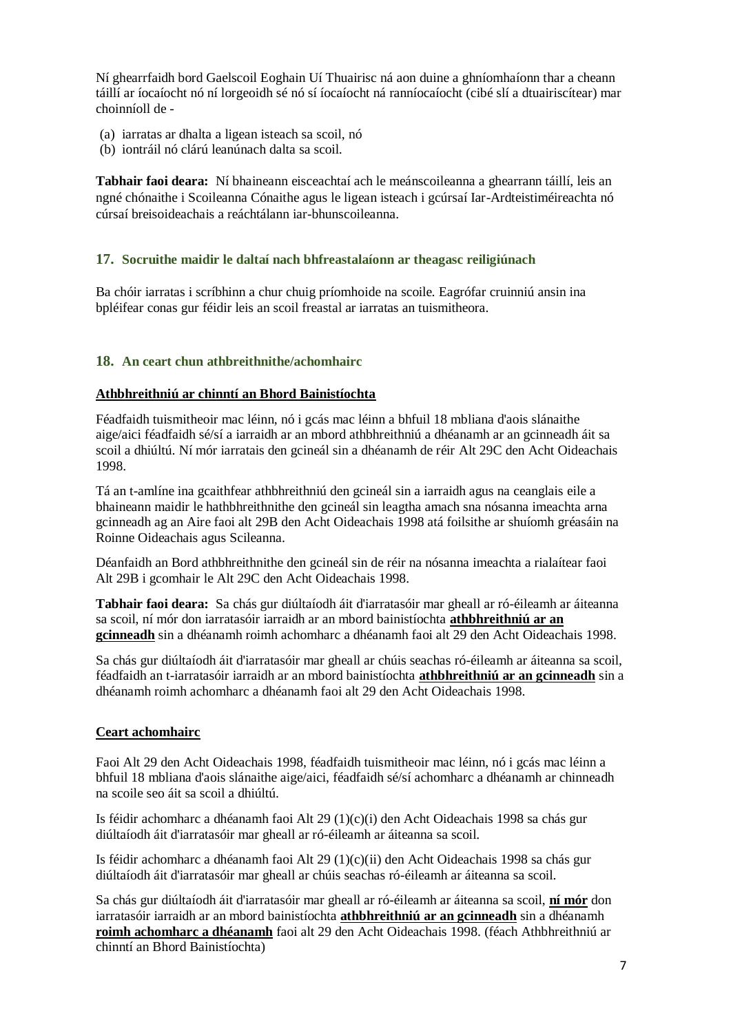Ní ghearrfaidh bord Gaelscoil Eoghain Uí Thuairisc ná aon duine a ghníomhaíonn thar a cheann táillí ar íocaíocht nó ní lorgeoidh sé nó sí íocaíocht ná ranníocaíocht (cibé slí a dtuairiscítear) mar choinníoll de -

(a) iarratas ar dhalta a ligean isteach sa scoil, nó
(b) iontráil nó clárú leanúnach dalta sa scoil.

**Tabhair faoi deara:** Ní bhaineann eisceachtaí ach le meánscoileanna a ghearrann táillí, leis an ngné chónaithe i Scoileanna Cónaithe agus le ligean isteach i gcúrsaí Iar-Ardteistiméireachta nó cúrsaí breisoideachais a reáchtálann iar-bhunscoileanna.

### 17. Socruithe maidir le daltaí nach bhfreastalaíonn ar theagasc reiligiúnach

Ba chóir iarratas i scríbhinn a chur chuig príomhoide na scoile. Eagrófar cruinniú ansin ina bpléifear conas gur féidir leis an scoil freastal ar iarratas an tuismitheora.

### 18. An ceart chun athbhreithnithe/achomhairc

**Athbhreithniú ar chinntí an Bhord Bainistíochta**

Féadfaidh tuismitheoir mac léinn, nó i gcás mac léinn a bhfuil 18 mbliana d'aois slánaithe aige/aici féadfaidh sé/sí a iarraidh ar an mbord athbhreithniú a dhéanamh ar an gcinneadh áit sa scoil a dhiúltú. Ní mór iarratais den gcineál sin a dhéanamh de réir Alt 29C den Acht Oideachais 1998.

Tá an t-amlíne ina gcaithfear athbhreithniú den gcineál sin a iarraidh agus na ceanglais eile a bhaineann maidir le hathbhreithnithe den gcineál sin leagtha amach sna nósanna imeachta arna gcinneadh ag an Aire faoi alt 29B den Acht Oideachais 1998 atá foilsithe ar shuíomh gréasáin na Roinne Oideachais agus Scileanna.

Déanfaidh an Bord athbhreithnithe den gcineál sin de réir na nósanna imeachta a rialaítear faoi Alt 29B i gcomhair le Alt 29C den Acht Oideachais 1998.

**Tabhair faoi deara:** Sa chás gur diúltaíodh áit d'iarratasóir mar gheall ar ró-éileamh ar áiteanna sa scoil, ní mór don iarratasóir iarraidh ar an mbord bainistíochta **athbhreithniú ar an gcinneadh** sin a dhéanamh roimh achomharc a dhéanamh faoi alt 29 den Acht Oideachais 1998.

Sa chás gur diúltaíodh áit d'iarratasóir mar gheall ar chúis seachas ró-éileamh ar áiteanna sa scoil, féadfaidh an t-iarratasóir iarraidh ar an mbord bainistíochta **athbhreithniú ar an gcinneadh** sin a dhéanamh roimh achomharc a dhéanamh faoi alt 29 den Acht Oideachais 1998.

**Ceart achomhairc**

Faoi Alt 29 den Acht Oideachais 1998, féadfaidh tuismitheoir mac léinn, nó i gcás mac léinn a bhfuil 18 mbliana d'aois slánaithe aige/aici, féadfaidh sé/sí achomharc a dhéanamh ar chinneadh na scoile seo áit sa scoil a dhiúltú.

Is féidir achomharc a dhéanamh faoi Alt 29 (1)(c)(i) den Acht Oideachais 1998 sa chás gur diúltaíodh áit d'iarratasóir mar gheall ar ró-éileamh ar áiteanna sa scoil.

Is féidir achomharc a dhéanamh faoi Alt 29 (1)(c)(ii) den Acht Oideachais 1998 sa chás gur diúltaíodh áit d'iarratasóir mar gheall ar chúis seachas ró-éileamh ar áiteanna sa scoil.

Sa chás gur diúltaíodh áit d'iarratasóir mar gheall ar ró-éileamh ar áiteanna sa scoil, **ní mór** don iarratasóir iarraidh ar an mbord bainistíochta **athbhreithniú ar an gcinneadh** sin a dhéanamh **roimh achomharc a dhéanamh** faoi alt 29 den Acht Oideachais 1998. (féach Athbhreithniú ar chinntí an Bhord Bainistíochta)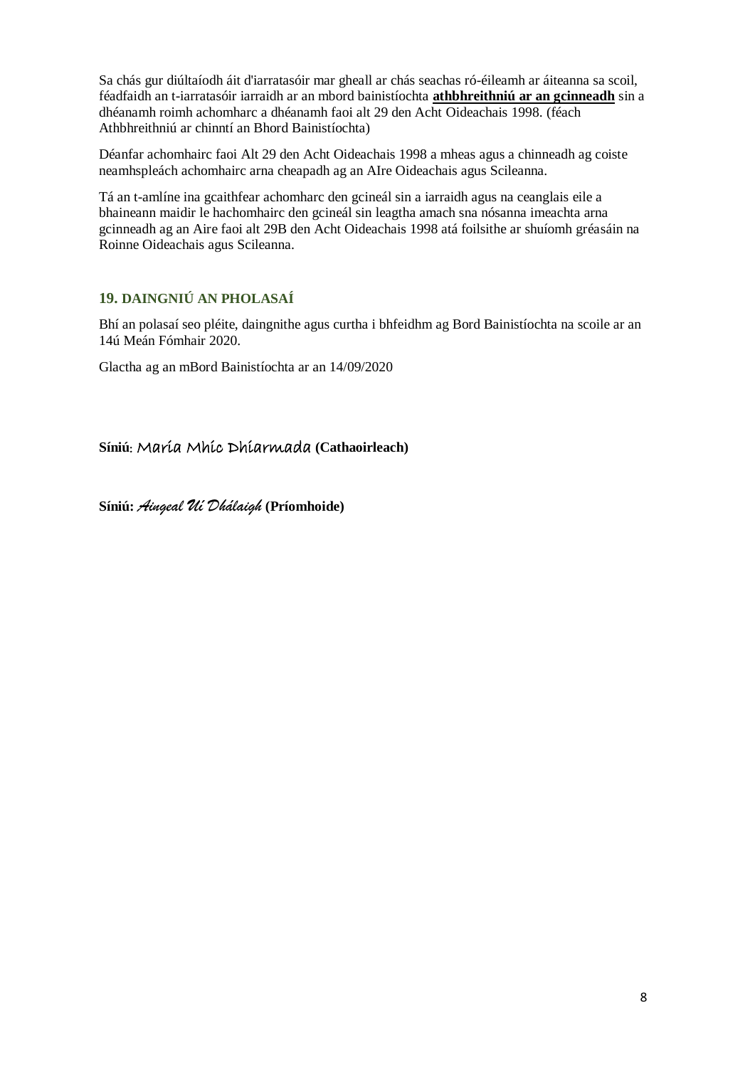Sa chás gur diúltaíodh áit d'iarratasóir mar gheall ar chás seachas ró-éileamh ar áiteanna sa scoil, féadfaidh an t-iarratasóir iarraidh ar an mbord bainistíochta **athbhreithniú ar an gcinneadh** sin a dhéanamh roimh achomharc a dhéanamh faoi alt 29 den Acht Oideachais 1998. (féach Athbhreithniú ar chinntí an Bhord Bainistíochta)

Déanfar achomhairc faoi Alt 29 den Acht Oideachais 1998 a mheas agus a chinneadh ag coiste neamhspleách achomhairc arna cheapadh ag an AIre Oideachais agus Scileanna.

Tá an t-amlíne ina gcaithfear achomharc den gcineál sin a iarraidh agus na ceanglais eile a bhaineann maidir le hachomhairc den gcineál sin leagtha amach sna nósanna imeachta arna gcinneadh ag an Aire faoi alt 29B den Acht Oideachais 1998 atá foilsithe ar shuíomh gréasáin na Roinne Oideachais agus Scileanna.

## 19. DAINGNIÚ AN PHOLASAÍ

Bhí an polasaí seo pléite, daingnithe agus curtha i bhfeidhm ag Bord Bainistíochta na scoile ar an 14ú Meán Fómhair 2020.

Glactha ag an mBord Bainistíochta ar an 14/09/2020

**Síniú**: Maria Mhic Dhiarmada **(Cathaoirleach)**

**Síniú:** *Aingeal Uí Dhálaigh* **(Príomhoide)**